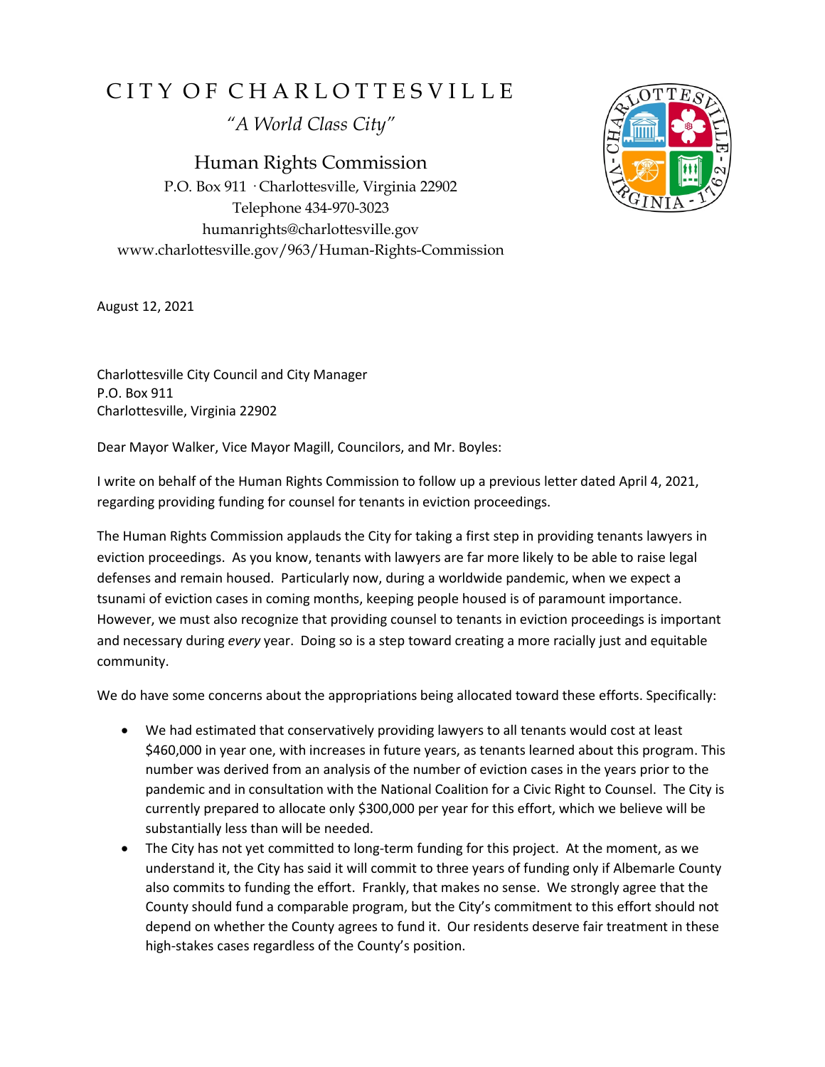# CITY OF CHARLOTTESVILLE

*"A World Class City"*

## Human Rights Commission

P.O. Box 911 · Charlottesville, Virginia 22902
Telephone 434-970-3023
humanrights@charlottesville.gov
www.charlottesville.gov/963/Human-Rights-Commission

August 12, 2021

Charlottesville City Council and City Manager
P.O. Box 911
Charlottesville, Virginia 22902

Dear Mayor Walker, Vice Mayor Magill, Councilors, and Mr. Boyles:

I write on behalf of the Human Rights Commission to follow up a previous letter dated April 4, 2021, regarding providing funding for counsel for tenants in eviction proceedings.

The Human Rights Commission applauds the City for taking a first step in providing tenants lawyers in eviction proceedings. As you know, tenants with lawyers are far more likely to be able to raise legal defenses and remain housed. Particularly now, during a worldwide pandemic, when we expect a tsunami of eviction cases in coming months, keeping people housed is of paramount importance. However, we must also recognize that providing counsel to tenants in eviction proceedings is important and necessary during *every* year. Doing so is a step toward creating a more racially just and equitable community.

We do have some concerns about the appropriations being allocated toward these efforts. Specifically:

- We had estimated that conservatively providing lawyers to all tenants would cost at least $460,000 in year one, with increases in future years, as tenants learned about this program. This number was derived from an analysis of the number of eviction cases in the years prior to the pandemic and in consultation with the National Coalition for a Civic Right to Counsel. The City is currently prepared to allocate only $300,000 per year for this effort, which we believe will be substantially less than will be needed.
- The City has not yet committed to long-term funding for this project. At the moment, as we understand it, the City has said it will commit to three years of funding only if Albemarle County also commits to funding the effort. Frankly, that makes no sense. We strongly agree that the County should fund a comparable program, but the City's commitment to this effort should not depend on whether the County agrees to fund it. Our residents deserve fair treatment in these high-stakes cases regardless of the County's position.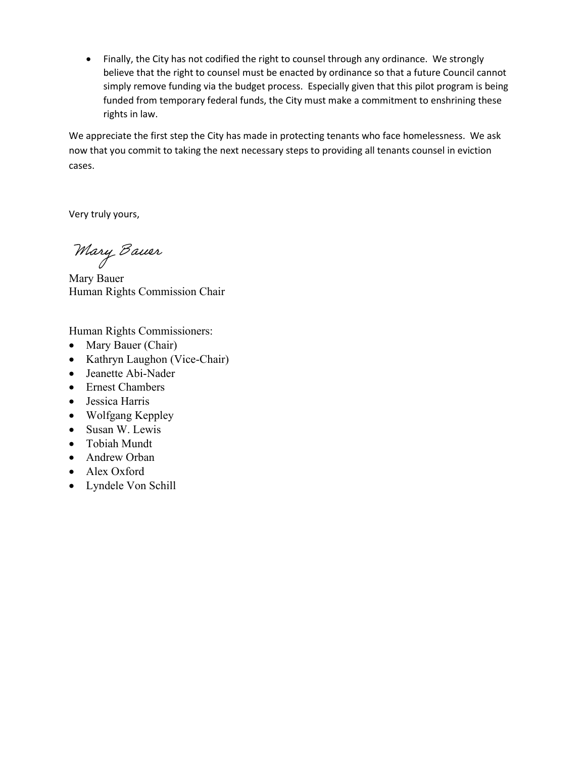- Finally, the City has not codified the right to counsel through any ordinance. We strongly believe that the right to counsel must be enacted by ordinance so that a future Council cannot simply remove funding via the budget process. Especially given that this pilot program is being funded from temporary federal funds, the City must make a commitment to enshrining these rights in law.

We appreciate the first step the City has made in protecting tenants who face homelessness. We ask now that you commit to taking the next necessary steps to providing all tenants counsel in eviction cases.

Very truly yours,

*Mary Bauer*

Mary Bauer
Human Rights Commission Chair

Human Rights Commissioners:

- Mary Bauer (Chair)
- Kathryn Laughon (Vice-Chair)
- Jeanette Abi-Nader
- Ernest Chambers
- Jessica Harris
- Wolfgang Keppley
- Susan W. Lewis
- Tobiah Mundt
- Andrew Orban
- Alex Oxford
- Lyndele Von Schill